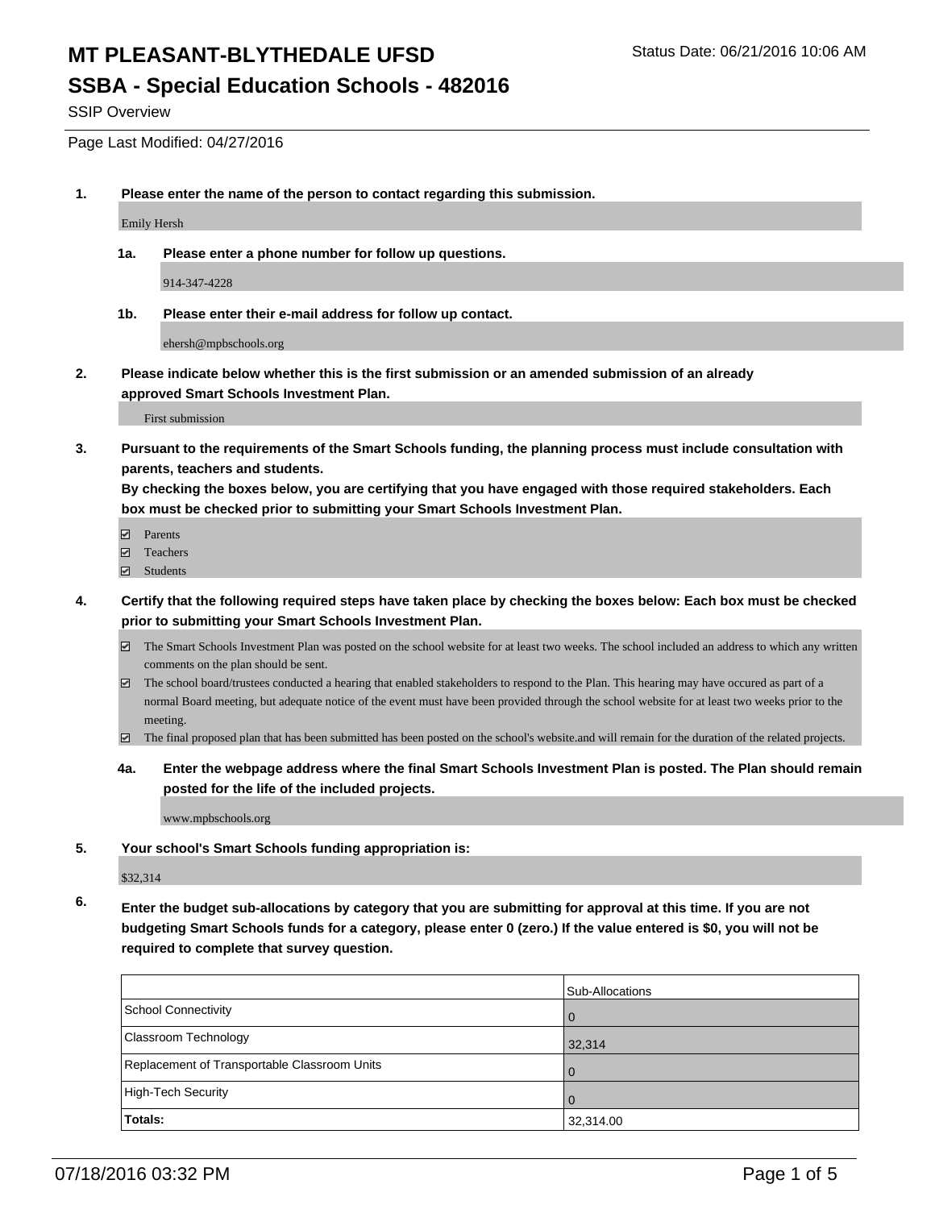# MT PLEASANT-BLYTHEDALE UFSD

Status Date: 06/21/2016 10:06 AM

## SSBA - Special Education Schools - 482016

SSIP Overview

Page Last Modified: 04/27/2016

**1. Please enter the name of the person to contact regarding this submission.**

Emily Hersh

**1a. Please enter a phone number for follow up questions.**

914-347-4228

**1b. Please enter their e-mail address for follow up contact.**

ehersh@mpbschools.org

**2. Please indicate below whether this is the first submission or an amended submission of an already approved Smart Schools Investment Plan.**

First submission

**3. Pursuant to the requirements of the Smart Schools funding, the planning process must include consultation with parents, teachers and students.**
**By checking the boxes below, you are certifying that you have engaged with those required stakeholders. Each box must be checked prior to submitting your Smart Schools Investment Plan.**

- ☑ Parents
- ☑ Teachers
- ☑ Students

**4. Certify that the following required steps have taken place by checking the boxes below: Each box must be checked prior to submitting your Smart Schools Investment Plan.**

- ☑ The Smart Schools Investment Plan was posted on the school website for at least two weeks. The school included an address to which any written comments on the plan should be sent.
- ☑ The school board/trustees conducted a hearing that enabled stakeholders to respond to the Plan. This hearing may have occured as part of a normal Board meeting, but adequate notice of the event must have been provided through the school website for at least two weeks prior to the meeting.
- ☑ The final proposed plan that has been submitted has been posted on the school's website.and will remain for the duration of the related projects.

**4a. Enter the webpage address where the final Smart Schools Investment Plan is posted. The Plan should remain posted for the life of the included projects.**

www.mpbschools.org

**5. Your school's Smart Schools funding appropriation is:**

$32,314

**6. Enter the budget sub-allocations by category that you are submitting for approval at this time. If you are not budgeting Smart Schools funds for a category, please enter 0 (zero.) If the value entered is $0, you will not be required to complete that survey question.**

| | Sub-Allocations |
|---|---|
| School Connectivity | 0 |
| Classroom Technology | 32,314 |
| Replacement of Transportable Classroom Units | 0 |
| High-Tech Security | 0 |
| **Totals:** | 32,314.00 |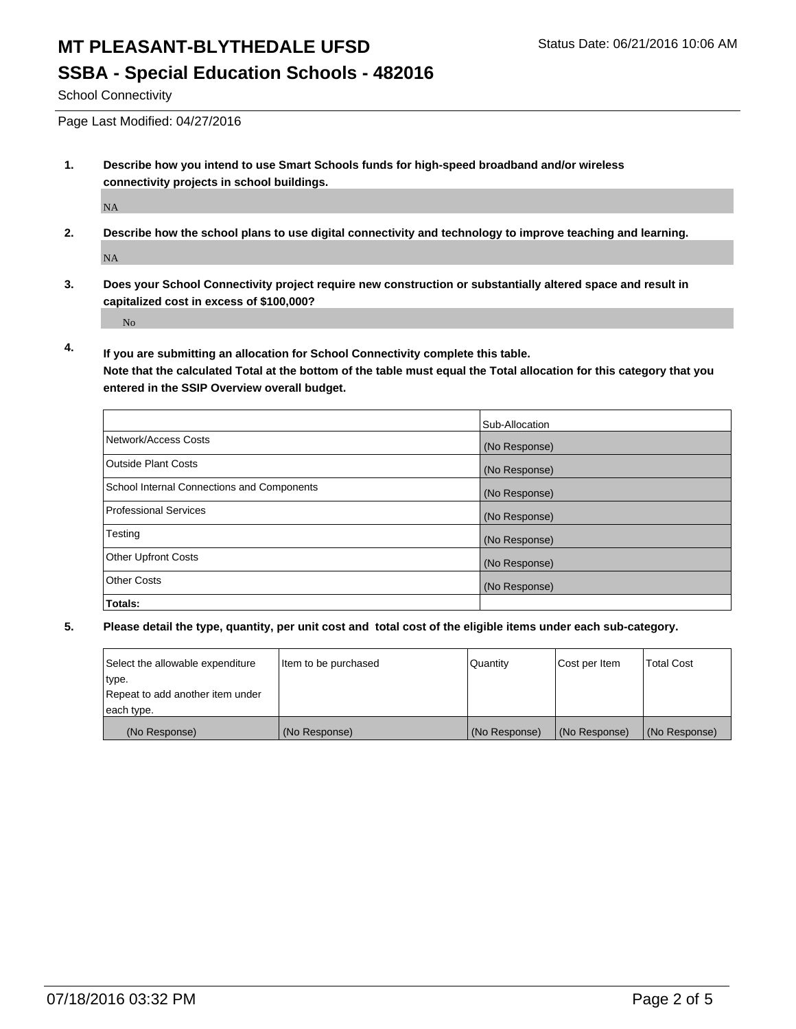# MT PLEASANT-BLYTHEDALE UFSD

Status Date: 06/21/2016 10:06 AM

## SSBA - Special Education Schools - 482016

School Connectivity

Page Last Modified: 04/27/2016

1. **Describe how you intend to use Smart Schools funds for high-speed broadband and/or wireless connectivity projects in school buildings.**

   NA

2. **Describe how the school plans to use digital connectivity and technology to improve teaching and learning.**

   NA

3. **Does your School Connectivity project require new construction or substantially altered space and result in capitalized cost in excess of $100,000?**

   No

4. **If you are submitting an allocation for School Connectivity complete this table. Note that the calculated Total at the bottom of the table must equal the Total allocation for this category that you entered in the SSIP Overview overall budget.**

| | Sub-Allocation |
|---|---|
| Network/Access Costs | (No Response) |
| Outside Plant Costs | (No Response) |
| School Internal Connections and Components | (No Response) |
| Professional Services | (No Response) |
| Testing | (No Response) |
| Other Upfront Costs | (No Response) |
| Other Costs | (No Response) |
| **Totals:** | |

5. **Please detail the type, quantity, per unit cost and total cost of the eligible items under each sub-category.**

| Select the allowable expenditure type. Repeat to add another item under each type. | Item to be purchased | Quantity | Cost per Item | Total Cost |
|---|---|---|---|---|
| (No Response) | (No Response) | (No Response) | (No Response) | (No Response) |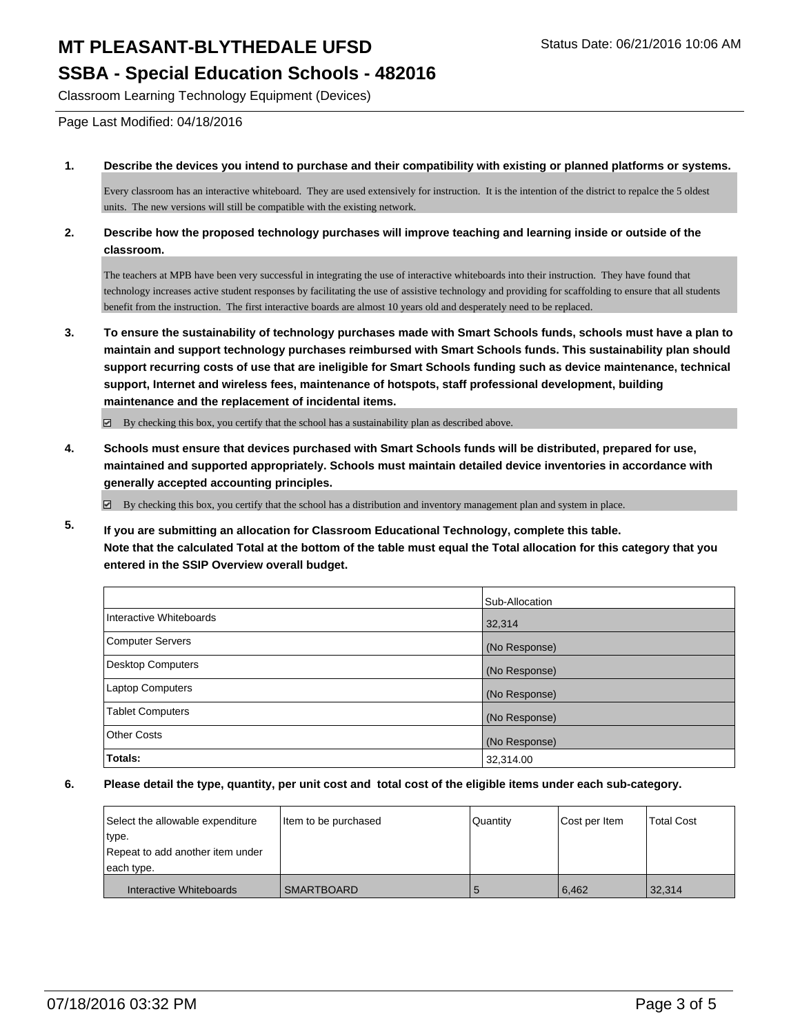# MT PLEASANT-BLYTHEDALE UFSD

Status Date: 06/21/2016 10:06 AM

## SSBA - Special Education Schools - 482016

Classroom Learning Technology Equipment (Devices)

Page Last Modified: 04/18/2016

**1. Describe the devices you intend to purchase and their compatibility with existing or planned platforms or systems.**

Every classroom has an interactive whiteboard. They are used extensively for instruction. It is the intention of the district to repalce the 5 oldest units. The new versions will still be compatible with the existing network.

**2. Describe how the proposed technology purchases will improve teaching and learning inside or outside of the classroom.**

The teachers at MPB have been very successful in integrating the use of interactive whiteboards into their instruction. They have found that technology increases active student responses by facilitating the use of assistive technology and providing for scaffolding to ensure that all students benefit from the instruction. The first interactive boards are almost 10 years old and desperately need to be replaced.

**3. To ensure the sustainability of technology purchases made with Smart Schools funds, schools must have a plan to maintain and support technology purchases reimbursed with Smart Schools funds. This sustainability plan should support recurring costs of use that are ineligible for Smart Schools funding such as device maintenance, technical support, Internet and wireless fees, maintenance of hotspots, staff professional development, building maintenance and the replacement of incidental items.**

☑ By checking this box, you certify that the school has a sustainability plan as described above.

**4. Schools must ensure that devices purchased with Smart Schools funds will be distributed, prepared for use, maintained and supported appropriately. Schools must maintain detailed device inventories in accordance with generally accepted accounting principles.**

☑ By checking this box, you certify that the school has a distribution and inventory management plan and system in place.

**5. If you are submitting an allocation for Classroom Educational Technology, complete this table. Note that the calculated Total at the bottom of the table must equal the Total allocation for this category that you entered in the SSIP Overview overall budget.**

| | Sub-Allocation |
|---|---|
| Interactive Whiteboards | 32,314 |
| Computer Servers | (No Response) |
| Desktop Computers | (No Response) |
| Laptop Computers | (No Response) |
| Tablet Computers | (No Response) |
| Other Costs | (No Response) |
| **Totals:** | 32,314.00 |

**6. Please detail the type, quantity, per unit cost and total cost of the eligible items under each sub-category.**

| Select the allowable expenditure type. Repeat to add another item under each type. | Item to be purchased | Quantity | Cost per Item | Total Cost |
|---|---|---|---|---|
| Interactive Whiteboards | SMARTBOARD | 5 | 6,462 | 32,314 |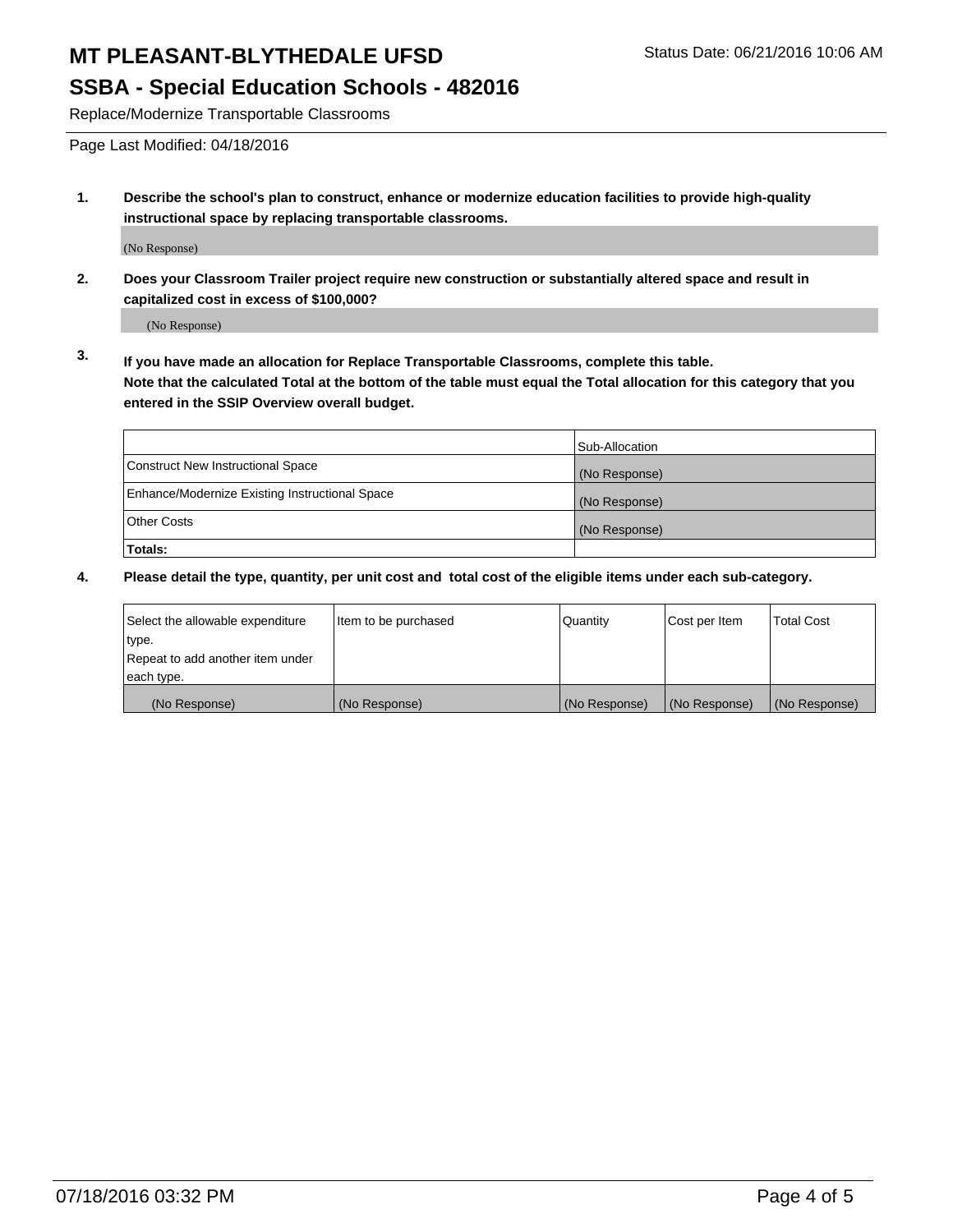# MT PLEASANT-BLYTHEDALE UFSD

## SSBA - Special Education Schools - 482016

Status Date: 06/21/2016 10:06 AM

Replace/Modernize Transportable Classrooms

Page Last Modified: 04/18/2016

**1. Describe the school's plan to construct, enhance or modernize education facilities to provide high-quality instructional space by replacing transportable classrooms.**

(No Response)

**2. Does your Classroom Trailer project require new construction or substantially altered space and result in capitalized cost in excess of $100,000?**

(No Response)

**3. If you have made an allocation for Replace Transportable Classrooms, complete this table. Note that the calculated Total at the bottom of the table must equal the Total allocation for this category that you entered in the SSIP Overview overall budget.**

| | Sub-Allocation |
|---|---|
| Construct New Instructional Space | (No Response) |
| Enhance/Modernize Existing Instructional Space | (No Response) |
| Other Costs | (No Response) |
| **Totals:** | |

**4. Please detail the type, quantity, per unit cost and total cost of the eligible items under each sub-category.**

| Select the allowable expenditure type. Repeat to add another item under each type. | Item to be purchased | Quantity | Cost per Item | Total Cost |
|---|---|---|---|---|
| (No Response) | (No Response) | (No Response) | (No Response) | (No Response) |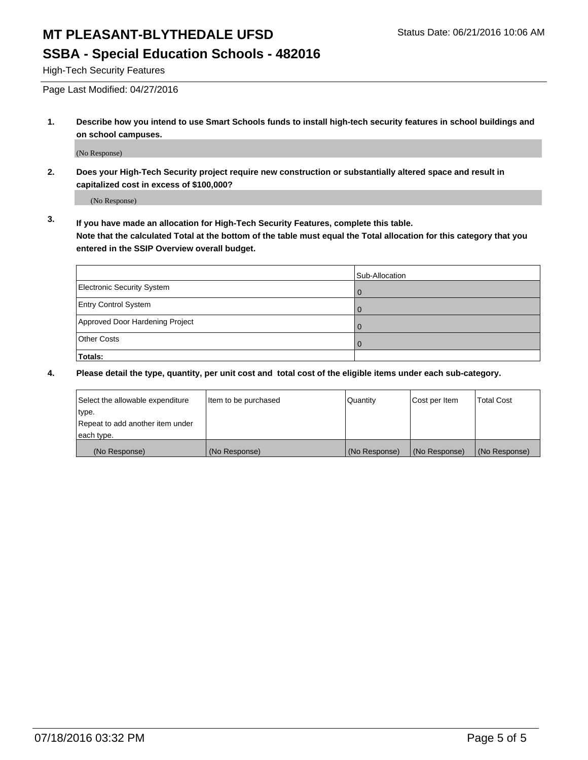# MT PLEASANT-BLYTHEDALE UFSD

Status Date: 06/21/2016 10:06 AM

## SSBA - Special Education Schools - 482016

High-Tech Security Features

Page Last Modified: 04/27/2016

1. **Describe how you intend to use Smart Schools funds to install high-tech security features in school buildings and on school campuses.**

   (No Response)

2. **Does your High-Tech Security project require new construction or substantially altered space and result in capitalized cost in excess of $100,000?**

   (No Response)

3. **If you have made an allocation for High-Tech Security Features, complete this table.**
   **Note that the calculated Total at the bottom of the table must equal the Total allocation for this category that you entered in the SSIP Overview overall budget.**

| | Sub-Allocation |
|---|---|
| Electronic Security System | 0 |
| Entry Control System | 0 |
| Approved Door Hardening Project | 0 |
| Other Costs | 0 |
| **Totals:** | |

4. **Please detail the type, quantity, per unit cost and total cost of the eligible items under each sub-category.**

| Select the allowable expenditure type. Repeat to add another item under each type. | Item to be purchased | Quantity | Cost per Item | Total Cost |
|---|---|---|---|---|
| (No Response) | (No Response) | (No Response) | (No Response) | (No Response) |

07/18/2016 03:32 PM